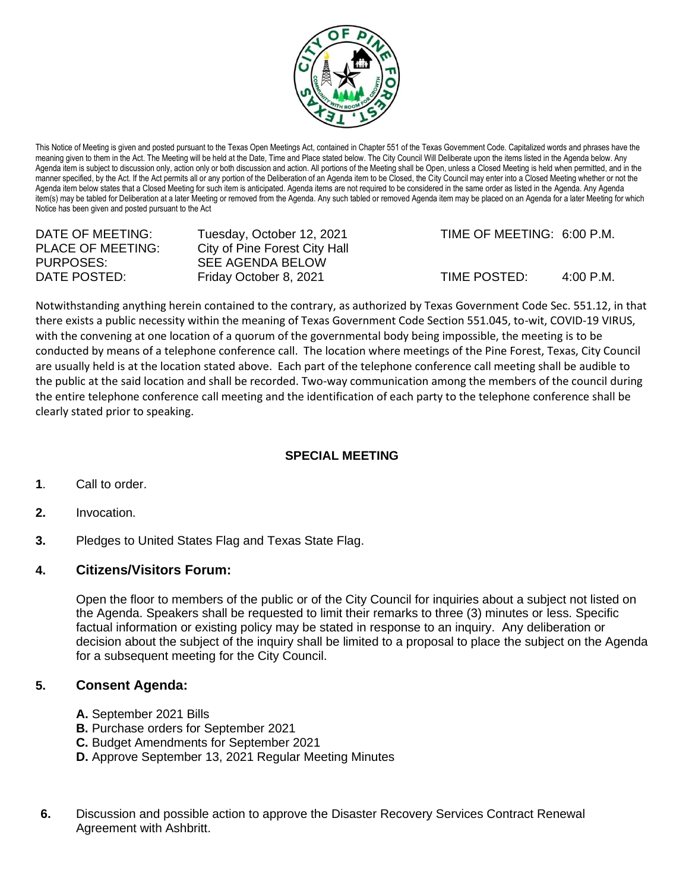This Notice of Meeting is given and posted pursuant to the Texas Open Meetings Act, contained in Chapter 551 of the Texas Government Code. Capitalized words and phrases have the meaning given to them in the Act. The Meeting will be held at the Date, Time and Place stated below. The City Council Will Deliberate upon the items listed in the Agenda below. Any Agenda item is subject to discussion only, action only or both discussion and action. All portions of the Meeting shall be Open, unless a Closed Meeting is held when permitted, and in the manner specified, by the Act. If the Act permits all or any portion of the Deliberation of an Agenda item to be Closed, the City Council may enter into a Closed Meeting whether or not the Agenda item below states that a Closed Meeting for such item is anticipated. Agenda items are not required to be considered in the same order as listed in the Agenda. Any Agenda item(s) may be tabled for Deliberation at a later Meeting or removed from the Agenda. Any such tabled or removed Agenda item may be placed on an Agenda for a later Meeting for which Notice has been given and posted pursuant to the Act

DATE OF MEETING: Tuesday, October 12, 2021 TIME OF MEETING: 6:00 P.M.
PLACE OF MEETING: City of Pine Forest City Hall
PURPOSES: SEE AGENDA BELOW
DATE POSTED: Friday October 8, 2021 TIME POSTED: 4:00 P.M.

Notwithstanding anything herein contained to the contrary, as authorized by Texas Government Code Sec. 551.12, in that there exists a public necessity within the meaning of Texas Government Code Section 551.045, to-wit, COVID-19 VIRUS, with the convening at one location of a quorum of the governmental body being impossible, the meeting is to be conducted by means of a telephone conference call. The location where meetings of the Pine Forest, Texas, City Council are usually held is at the location stated above. Each part of the telephone conference call meeting shall be audible to the public at the said location and shall be recorded. Two-way communication among the members of the council during the entire telephone conference call meeting and the identification of each party to the telephone conference shall be clearly stated prior to speaking.

**SPECIAL MEETING**

**1**. Call to order.

**2.** Invocation.

**3.** Pledges to United States Flag and Texas State Flag.

**4. Citizens/Visitors Forum:**

Open the floor to members of the public or of the City Council for inquiries about a subject not listed on the Agenda. Speakers shall be requested to limit their remarks to three (3) minutes or less. Specific factual information or existing policy may be stated in response to an inquiry. Any deliberation or decision about the subject of the inquiry shall be limited to a proposal to place the subject on the Agenda for a subsequent meeting for the City Council.

**5. Consent Agenda:**

**A.** September 2021 Bills
**B.** Purchase orders for September 2021
**C.** Budget Amendments for September 2021
**D.** Approve September 13, 2021 Regular Meeting Minutes

**6.** Discussion and possible action to approve the Disaster Recovery Services Contract Renewal Agreement with Ashbritt.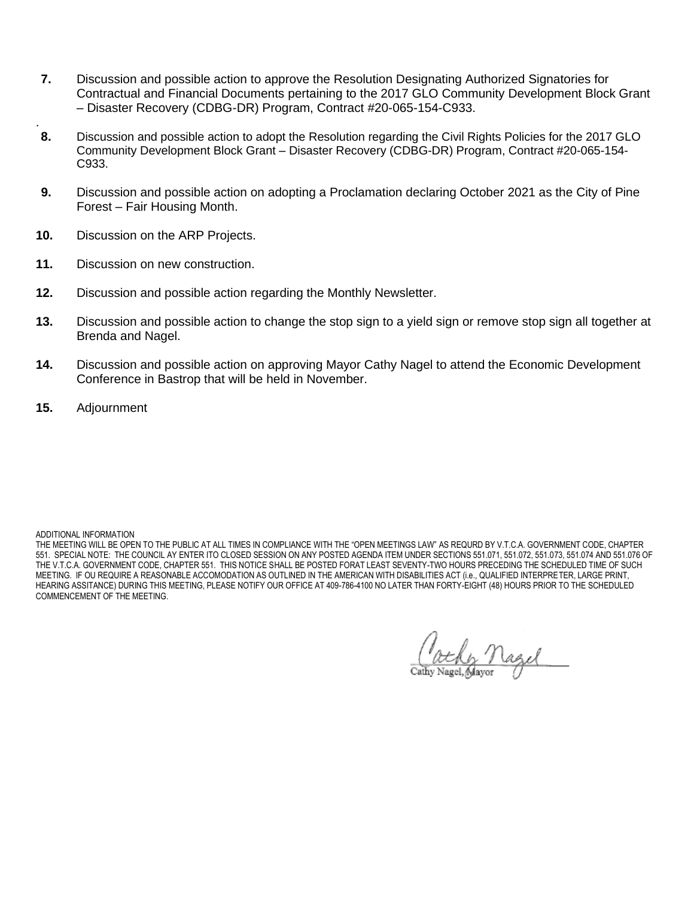7. Discussion and possible action to approve the Resolution Designating Authorized Signatories for Contractual and Financial Documents pertaining to the 2017 GLO Community Development Block Grant – Disaster Recovery (CDBG-DR) Program, Contract #20-065-154-C933.

.

8. Discussion and possible action to adopt the Resolution regarding the Civil Rights Policies for the 2017 GLO Community Development Block Grant – Disaster Recovery (CDBG-DR) Program, Contract #20-065-154-C933.

9. Discussion and possible action on adopting a Proclamation declaring October 2021 as the City of Pine Forest – Fair Housing Month.

10. Discussion on the ARP Projects.

11. Discussion on new construction.

12. Discussion and possible action regarding the Monthly Newsletter.

13. Discussion and possible action to change the stop sign to a yield sign or remove stop sign all together at Brenda and Nagel.

14. Discussion and possible action on approving Mayor Cathy Nagel to attend the Economic Development Conference in Bastrop that will be held in November.

15. Adjournment

ADDITIONAL INFORMATION

THE MEETING WILL BE OPEN TO THE PUBLIC AT ALL TIMES IN COMPLIANCE WITH THE "OPEN MEETINGS LAW" AS REQURD BY V.T.C.A. GOVERNMENT CODE, CHAPTER 551. SPECIAL NOTE: THE COUNCIL AY ENTER ITO CLOSED SESSION ON ANY POSTED AGENDA ITEM UNDER SECTIONS 551.071, 551.072, 551.073, 551.074 AND 551.076 OF THE V.T.C.A. GOVERNMENT CODE, CHAPTER 551. THIS NOTICE SHALL BE POSTED FORAT LEAST SEVENTY-TWO HOURS PRECEDING THE SCHEDULED TIME OF SUCH MEETING. IF OU REQUIRE A REASONABLE ACCOMODATION AS OUTLINED IN THE AMERICAN WITH DISABILITIES ACT (i.e., QUALIFIED INTERPRETER, LARGE PRINT, HEARING ASSITANCE) DURING THIS MEETING, PLEASE NOTIFY OUR OFFICE AT 409-786-4100 NO LATER THAN FORTY-EIGHT (48) HOURS PRIOR TO THE SCHEDULED COMMENCEMENT OF THE MEETING.

Cathy Nagel

Cathy Nagel, Mayor